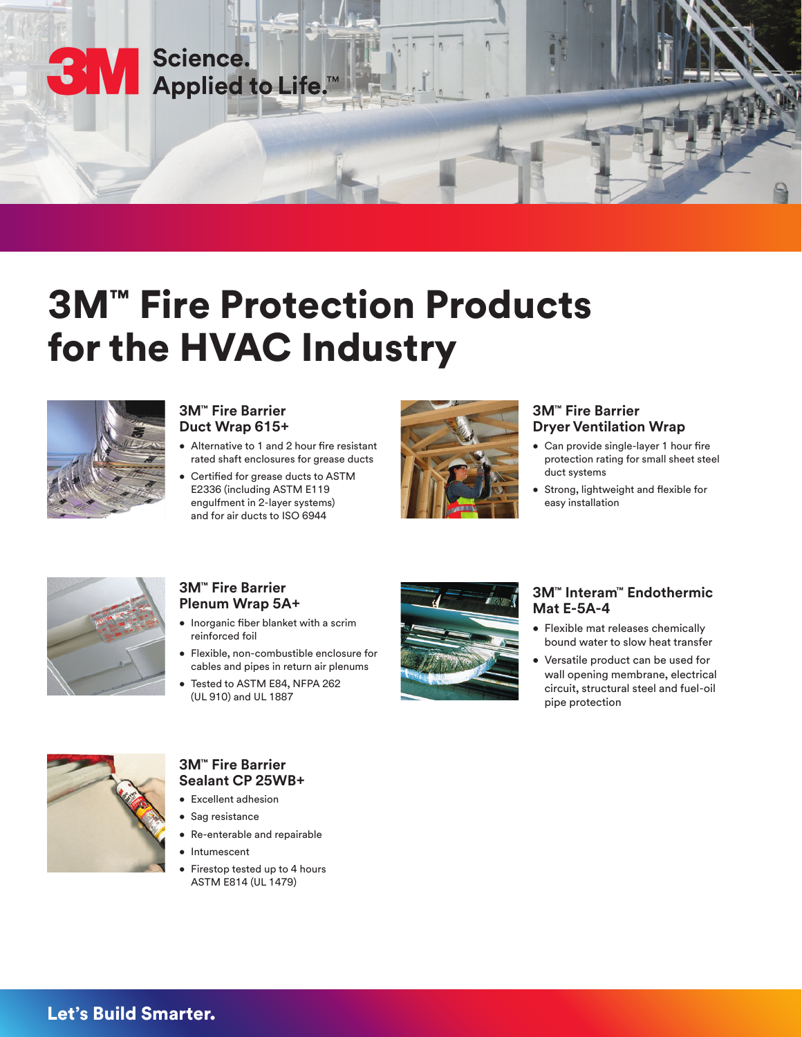3M Science. Applied to Life.™

# 3M™ Fire Protection Products for the HVAC Industry

### 3M™ Fire Barrier Duct Wrap 615+

- Alternative to 1 and 2 hour fire resistant rated shaft enclosures for grease ducts
- Certified for grease ducts to ASTM E2336 (including ASTM E119 engulfment in 2-layer systems) and for air ducts to ISO 6944

### 3M™ Fire Barrier Dryer Ventilation Wrap

- Can provide single-layer 1 hour fire protection rating for small sheet steel duct systems
- Strong, lightweight and flexible for easy installation

### 3M™ Fire Barrier Plenum Wrap 5A+

- Inorganic fiber blanket with a scrim reinforced foil
- Flexible, non-combustible enclosure for cables and pipes in return air plenums
- Tested to ASTM E84, NFPA 262 (UL 910) and UL 1887

### 3M™ Interam™ Endothermic Mat E-5A-4

- Flexible mat releases chemically bound water to slow heat transfer
- Versatile product can be used for wall opening membrane, electrical circuit, structural steel and fuel-oil pipe protection

### 3M™ Fire Barrier Sealant CP 25WB+

- Excellent adhesion
- Sag resistance
- Re-enterable and repairable
- Intumescent
- Firestop tested up to 4 hours ASTM E814 (UL 1479)

**Let's Build Smarter.**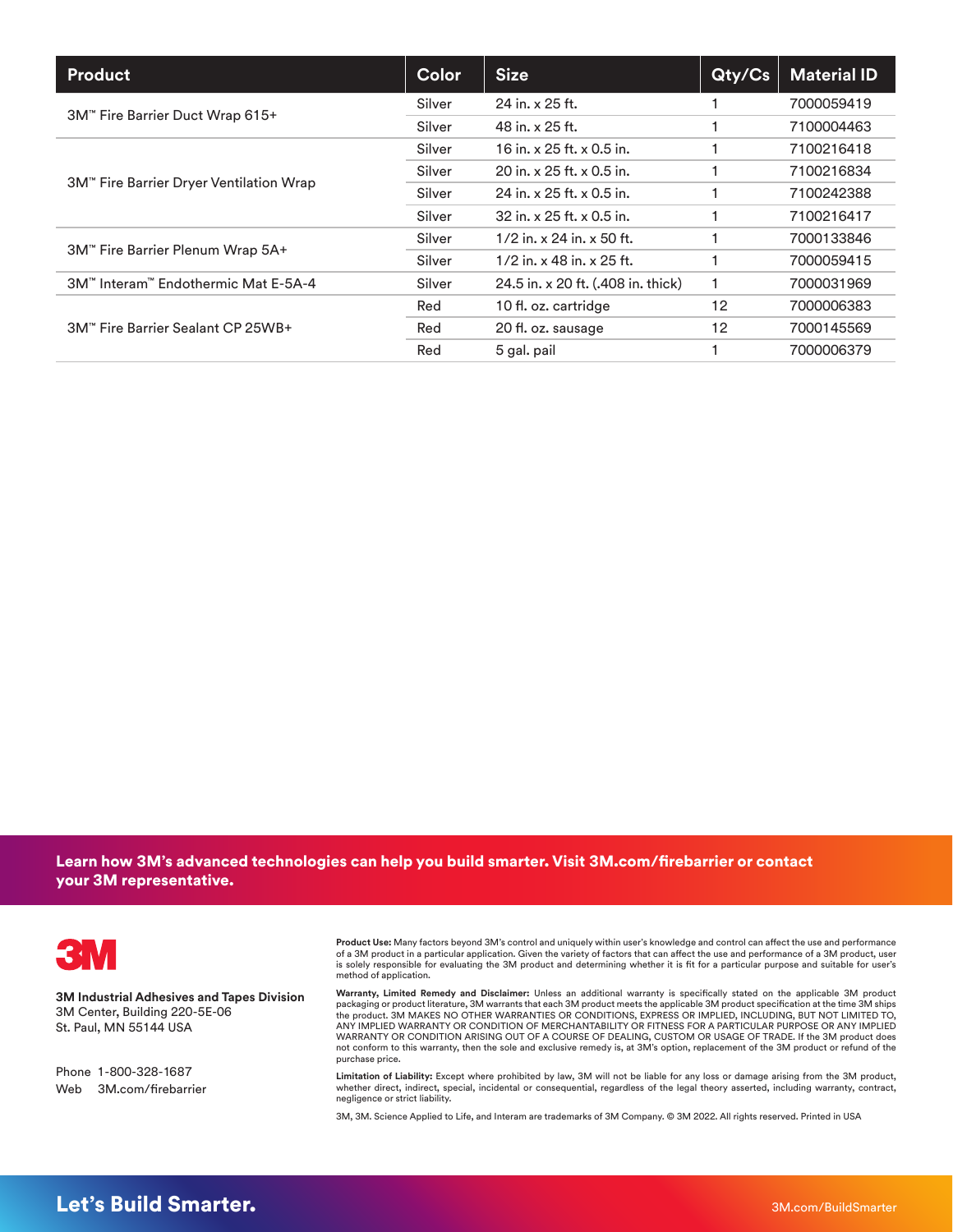| Product | Color | Size | Qty/Cs | Material ID |
|---|---|---|---|---|
| 3M™ Fire Barrier Duct Wrap 615+ | Silver | 24 in. x 25 ft. | 1 | 7000059419 |
| | Silver | 48 in. x 25 ft. | 1 | 7100004463 |
| 3M™ Fire Barrier Dryer Ventilation Wrap | Silver | 16 in. x 25 ft. x 0.5 in. | 1 | 7100216418 |
| | Silver | 20 in. x 25 ft. x 0.5 in. | 1 | 7100216834 |
| | Silver | 24 in. x 25 ft. x 0.5 in. | 1 | 7100242388 |
| | Silver | 32 in. x 25 ft. x 0.5 in. | 1 | 7100216417 |
| 3M™ Fire Barrier Plenum Wrap 5A+ | Silver | 1/2 in. x 24 in. x 50 ft. | 1 | 7000133846 |
| | Silver | 1/2 in. x 48 in. x 25 ft. | 1 | 7000059415 |
| 3M™ Interam™ Endothermic Mat E-5A-4 | Silver | 24.5 in. x 20 ft. (.408 in. thick) | 1 | 7000031969 |
| 3M™ Fire Barrier Sealant CP 25WB+ | Red | 10 fl. oz. cartridge | 12 | 7000006383 |
| | Red | 20 fl. oz. sausage | 12 | 7000145569 |
| | Red | 5 gal. pail | 1 | 7000006379 |

**Learn how 3M's advanced technologies can help you build smarter. Visit 3M.com/firebarrier or contact your 3M representative.**

3M

**3M Industrial Adhesives and Tapes Division**
3M Center, Building 220-5E-06
St. Paul, MN 55144 USA

Phone 1-800-328-1687
Web 3M.com/firebarrier

**Product Use:** Many factors beyond 3M's control and uniquely within user's knowledge and control can affect the use and performance of a 3M product in a particular application. Given the variety of factors that can affect the use and performance of a 3M product, user is solely responsible for evaluating the 3M product and determining whether it is fit for a particular purpose and suitable for user's method of application.

**Warranty, Limited Remedy and Disclaimer:** Unless an additional warranty is specifically stated on the applicable 3M product packaging or product literature, 3M warrants that each 3M product meets the applicable 3M product specification at the time 3M ships the product. 3M MAKES NO OTHER WARRANTIES OR CONDITIONS, EXPRESS OR IMPLIED, INCLUDING, BUT NOT LIMITED TO, ANY IMPLIED WARRANTY OR CONDITION OF MERCHANTABILITY OR FITNESS FOR A PARTICULAR PURPOSE OR ANY IMPLIED WARRANTY OR CONDITION ARISING OUT OF A COURSE OF DEALING, CUSTOM OR USAGE OF TRADE. If the 3M product does not conform to this warranty, then the sole and exclusive remedy is, at 3M's option, replacement of the 3M product or refund of the purchase price.

**Limitation of Liability:** Except where prohibited by law, 3M will not be liable for any loss or damage arising from the 3M product, whether direct, indirect, special, incidental or consequential, regardless of the legal theory asserted, including warranty, contract, negligence or strict liability.

3M, 3M. Science Applied to Life, and Interam are trademarks of 3M Company. © 3M 2022. All rights reserved. Printed in USA

**Let's Build Smarter.**

3M.com/BuildSmarter